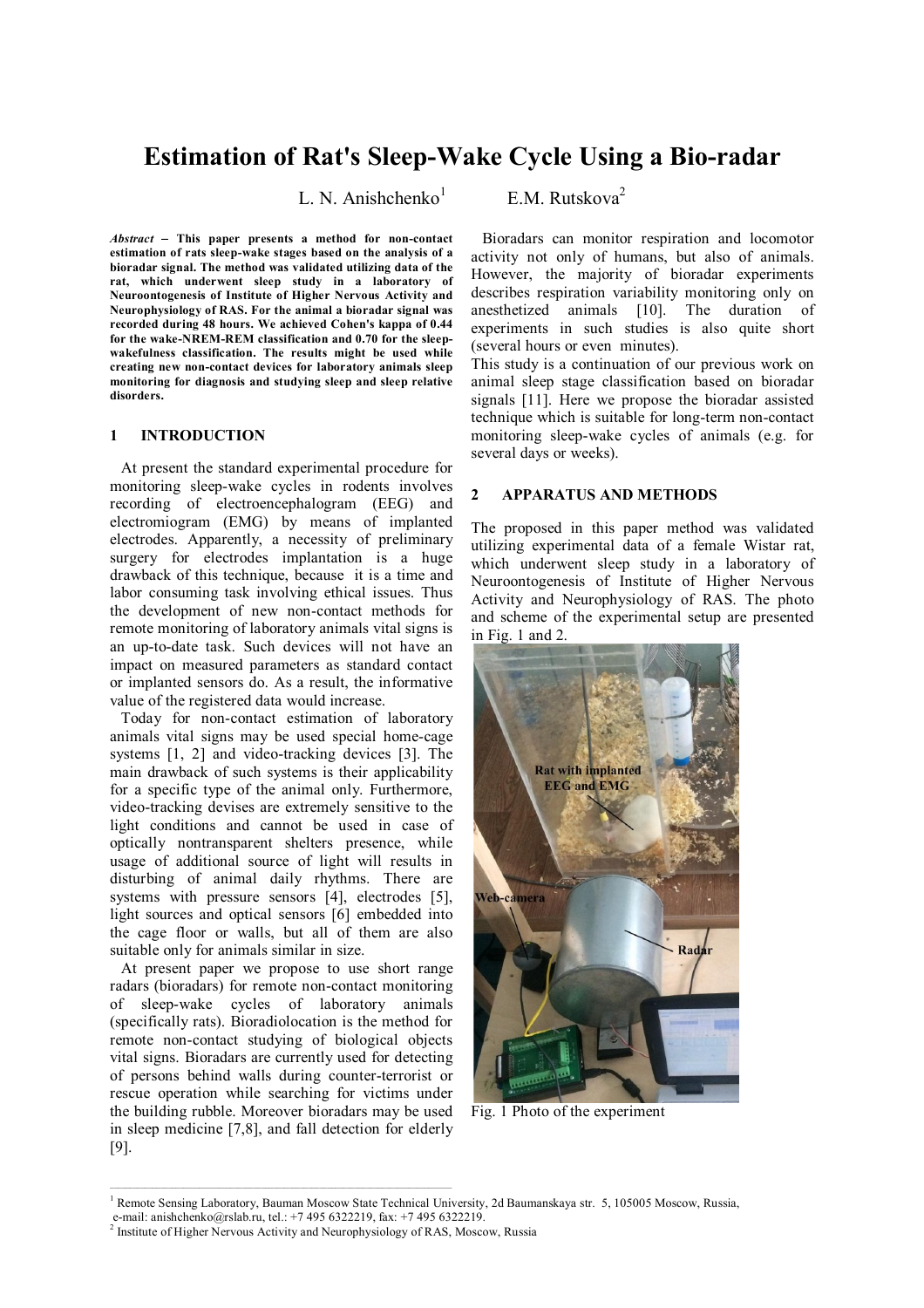# Estimation of Rat's Sleep-Wake Cycle Using a Bio-radar

L. N. Anishchenko[1] E.M. Rutskova[2]

***Abstract* – This paper presents a method for non-contact estimation of rats sleep-wake stages based on the analysis of a bioradar signal. The method was validated utilizing data of the rat, which underwent sleep study in a laboratory of Neuroontogenesis of Institute of Higher Nervous Activity and Neurophysiology of RAS. For the animal a bioradar signal was recorded during 48 hours. We achieved Cohen's kappa of 0.44 for the wake-NREM-REM classification and 0.70 for the sleep-wakefulness classification. The results might be used while creating new non-contact devices for laboratory animals sleep monitoring for diagnosis and studying sleep and sleep relative disorders.**

## 1 INTRODUCTION

At present the standard experimental procedure for monitoring sleep-wake cycles in rodents involves recording of electroencephalogram (EEG) and electromiogram (EMG) by means of implanted electrodes. Apparently, a necessity of preliminary surgery for electrodes implantation is a huge drawback of this technique, because it is a time and labor consuming task involving ethical issues. Thus the development of new non-contact methods for remote monitoring of laboratory animals vital signs is an up-to-date task. Such devices will not have an impact on measured parameters as standard contact or implanted sensors do. As a result, the informative value of the registered data would increase.

Today for non-contact estimation of laboratory animals vital signs may be used special home-cage systems [1, 2] and video-tracking devices [3]. The main drawback of such systems is their applicability for a specific type of the animal only. Furthermore, video-tracking devises are extremely sensitive to the light conditions and cannot be used in case of optically nontransparent shelters presence, while usage of additional source of light will results in disturbing of animal daily rhythms. There are systems with pressure sensors [4], electrodes [5], light sources and optical sensors [6] embedded into the cage floor or walls, but all of them are also suitable only for animals similar in size.

At present paper we propose to use short range radars (bioradars) for remote non-contact monitoring of sleep-wake cycles of laboratory animals (specifically rats). Bioradiolocation is the method for remote non-contact studying of biological objects vital signs. Bioradars are currently used for detecting of persons behind walls during counter-terrorist or rescue operation while searching for victims under the building rubble. Moreover bioradars may be used in sleep medicine [7,8], and fall detection for elderly [9].

Bioradars can monitor respiration and locomotor activity not only of humans, but also of animals. However, the majority of bioradar experiments describes respiration variability monitoring only on anesthetized animals [10]. The duration of experiments in such studies is also quite short (several hours or even minutes).

This study is a continuation of our previous work on animal sleep stage classification based on bioradar signals [11]. Here we propose the bioradar assisted technique which is suitable for long-term non-contact monitoring sleep-wake cycles of animals (e.g. for several days or weeks).

## 2 APPARATUS AND METHODS

The proposed in this paper method was validated utilizing experimental data of a female Wistar rat, which underwent sleep study in a laboratory of Neuroontogenesis of Institute of Higher Nervous Activity and Neurophysiology of RAS. The photo and scheme of the experimental setup are presented in Fig. 1 and 2.

Fig. 1 Photo of the experiment

---

[1] Remote Sensing Laboratory, Bauman Moscow State Technical University, 2d Baumanskaya str. 5, 105005 Moscow, Russia, e-mail: anishchenko@rslab.ru, tel.: +7 495 6322219, fax: +7 495 6322219.

[2] Institute of Higher Nervous Activity and Neurophysiology of RAS, Moscow, Russia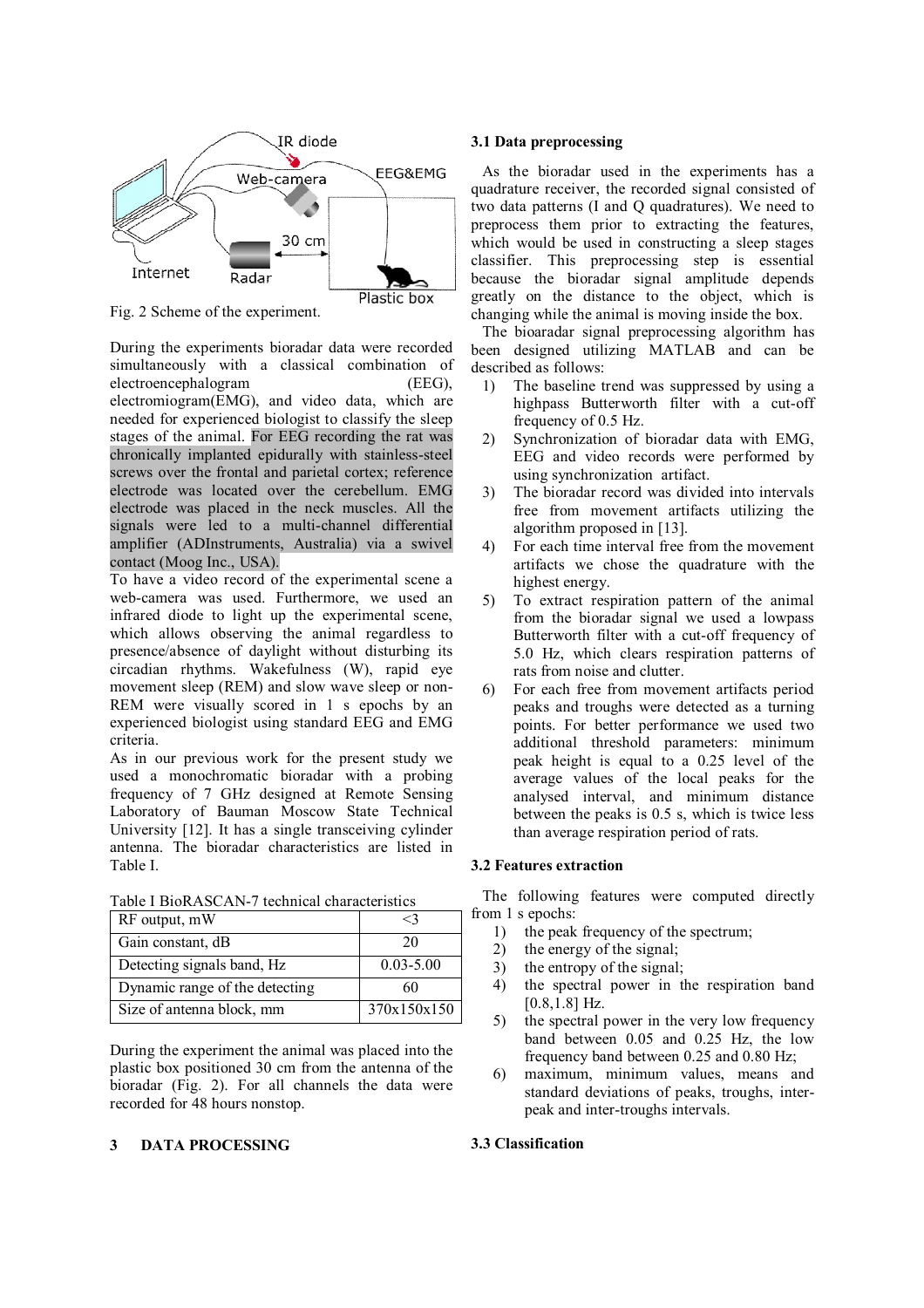Fig. 2 Scheme of the experiment.

During the experiments bioradar data were recorded simultaneously with a classical combination of electroencephalogram (EEG), electromiogram(EMG), and video data, which are needed for experienced biologist to classify the sleep stages of the animal. For EEG recording the rat was chronically implanted epidurally with stainless-steel screws over the frontal and parietal cortex; reference electrode was located over the cerebellum. EMG electrode was placed in the neck muscles. All the signals were led to a multi-channel differential amplifier (ADInstruments, Australia) via a swivel contact (Moog Inc., USA).

To have a video record of the experimental scene a web-camera was used. Furthermore, we used an infrared diode to light up the experimental scene, which allows observing the animal regardless to presence/absence of daylight without disturbing its circadian rhythms. Wakefulness (W), rapid eye movement sleep (REM) and slow wave sleep or non-REM were visually scored in 1 s epochs by an experienced biologist using standard EEG and EMG criteria.

As in our previous work for the present study we used a monochromatic bioradar with a probing frequency of 7 GHz designed at Remote Sensing Laboratory of Bauman Moscow State Technical University [12]. It has a single transceiving cylinder antenna. The bioradar characteristics are listed in Table I.

Table I BioRASCAN-7 technical characteristics

| | |
|---|---|
| RF output, mW | <3 |
| Gain constant, dB | 20 |
| Detecting signals band, Hz | 0.03-5.00 |
| Dynamic range of the detecting | 60 |
| Size of antenna block, mm | 370x150x150 |

During the experiment the animal was placed into the plastic box positioned 30 cm from the antenna of the bioradar (Fig. 2). For all channels the data were recorded for 48 hours nonstop.

# 3 DATA PROCESSING

## 3.1 Data preprocessing

As the bioradar used in the experiments has a quadrature receiver, the recorded signal consisted of two data patterns (I and Q quadratures). We need to preprocess them prior to extracting the features, which would be used in constructing a sleep stages classifier. This preprocessing step is essential because the bioradar signal amplitude depends greatly on the distance to the object, which is changing while the animal is moving inside the box.

The bioaradar signal preprocessing algorithm has been designed utilizing MATLAB and can be described as follows:

1) The baseline trend was suppressed by using a highpass Butterworth filter with a cut-off frequency of 0.5 Hz.
2) Synchronization of bioradar data with EMG, EEG and video records were performed by using synchronization artifact.
3) The bioradar record was divided into intervals free from movement artifacts utilizing the algorithm proposed in [13].
4) For each time interval free from the movement artifacts we chose the quadrature with the highest energy.
5) To extract respiration pattern of the animal from the bioradar signal we used a lowpass Butterworth filter with a cut-off frequency of 5.0 Hz, which clears respiration patterns of rats from noise and clutter.
6) For each free from movement artifacts period peaks and troughs were detected as a turning points. For better performance we used two additional threshold parameters: minimum peak height is equal to a 0.25 level of the average values of the local peaks for the analysed interval, and minimum distance between the peaks is 0.5 s, which is twice less than average respiration period of rats.

## 3.2 Features extraction

The following features were computed directly from 1 s epochs:

1) the peak frequency of the spectrum;
2) the energy of the signal;
3) the entropy of the signal;
4) the spectral power in the respiration band [0.8,1.8] Hz.
5) the spectral power in the very low frequency band between 0.05 and 0.25 Hz, the low frequency band between 0.25 and 0.80 Hz;
6) maximum, minimum values, means and standard deviations of peaks, troughs, inter-peak and inter-troughs intervals.

## 3.3 Classification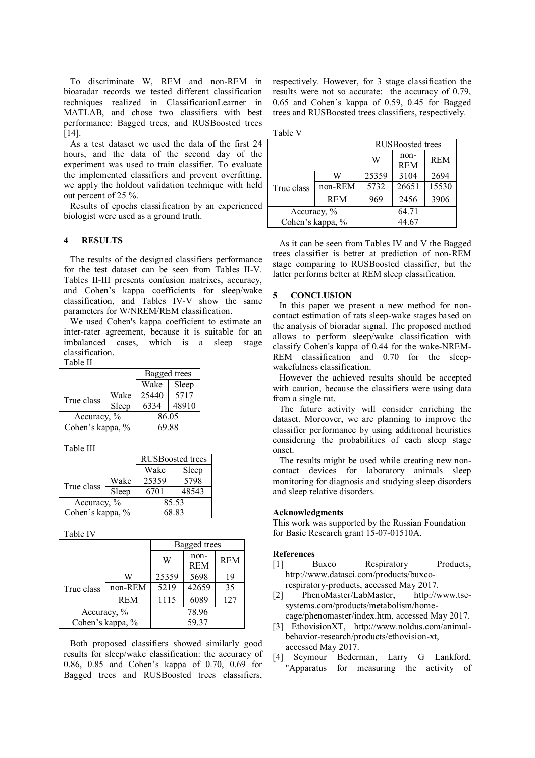To discriminate W, REM and non-REM in bioaradar records we tested different classification techniques realized in ClassificationLearner in MATLAB, and chose two classifiers with best performance: Bagged trees, and RUSBoosted trees [14].

As a test dataset we used the data of the first 24 hours, and the data of the second day of the experiment was used to train classifier. To evaluate the implemented classifiers and prevent overfitting, we apply the holdout validation technique with held out percent of 25 %.

Results of epochs classification by an experienced biologist were used as a ground truth.

## 4 RESULTS

The results of the designed classifiers performance for the test dataset can be seen from Tables II-V. Tables II-III presents confusion matrixes, accuracy, and Cohen's kappa coefficients for sleep/wake classification, and Tables IV-V show the same parameters for W/NREM/REM classification.

We used Cohen's kappa coefficient to estimate an inter-rater agreement, because it is suitable for an imbalanced cases, which is a sleep stage classification.

Table II

| | | Bagged trees | |
|---|---|---|---|
| | | Wake | Sleep |
| True class | Wake | 25440 | 5717 |
| | Sleep | 6334 | 48910 |
| Accuracy, % | | 86.05 | |
| Cohen's kappa, % | | 69.88 | |

Table III

| | | RUSBoosted trees | |
|---|---|---|---|
| | | Wake | Sleep |
| True class | Wake | 25359 | 5798 |
| | Sleep | 6701 | 48543 |
| Accuracy, % | | 85.53 | |
| Cohen's kappa, % | | 68.83 | |

Table IV

| | | Bagged trees | | |
|---|---|---|---|---|
| | | W | non-REM | REM |
| True class | W | 25359 | 5698 | 19 |
| | non-REM | 5219 | 42659 | 35 |
| | REM | 1115 | 6089 | 127 |
| Accuracy, % | | 78.96 | | |
| Cohen's kappa, % | | 59.37 | | |

Both proposed classifiers showed similarly good results for sleep/wake classification: the accuracy of 0.86, 0.85 and Cohen's kappa of 0.70, 0.69 for Bagged trees and RUSBoosted trees classifiers, respectively. However, for 3 stage classification the results were not so accurate: the accuracy of 0.79, 0.65 and Cohen's kappa of 0.59, 0.45 for Bagged trees and RUSBoosted trees classifiers, respectively.

Table V

| | | RUSBoosted trees | | |
|---|---|---|---|---|
| | | W | non-REM | REM |
| True class | W | 25359 | 3104 | 2694 |
| | non-REM | 5732 | 26651 | 15530 |
| | REM | 969 | 2456 | 3906 |
| Accuracy, % | | 64.71 | | |
| Cohen's kappa, % | | 44.67 | | |

As it can be seen from Tables IV and V the Bagged trees classifier is better at prediction of non-REM stage comparing to RUSBoosted classifier, but the latter performs better at REM sleep classification.

## 5 CONCLUSION

In this paper we present a new method for non-contact estimation of rats sleep-wake stages based on the analysis of bioradar signal. The proposed method allows to perform sleep/wake classification with classify Cohen's kappa of 0.44 for the wake-NREM-REM classification and 0.70 for the sleep-wakefulness classification.

However the achieved results should be accepted with caution, because the classifiers were using data from a single rat.

The future activity will consider enriching the dataset. Moreover, we are planning to improve the classifier performance by using additional heuristics considering the probabilities of each sleep stage onset.

The results might be used while creating new non-contact devices for laboratory animals sleep monitoring for diagnosis and studying sleep disorders and sleep relative disorders.

### Acknowledgments

This work was supported by the Russian Foundation for Basic Research grant 15-07-01510A.

### References

[1] Buxco Respiratory Products, http://www.datasci.com/products/buxco-respiratory-products, accessed May 2017.

[2] PhenoMaster/LabMaster, http://www.tse-systems.com/products/metabolism/home-cage/phenomaster/index.htm, accessed May 2017.

[3] EthovisionXT, http://www.noldus.com/animal-behavior-research/products/ethovision-xt, accessed May 2017.

[4] Seymour Bederman, Larry G Lankford, "Apparatus for measuring the activity of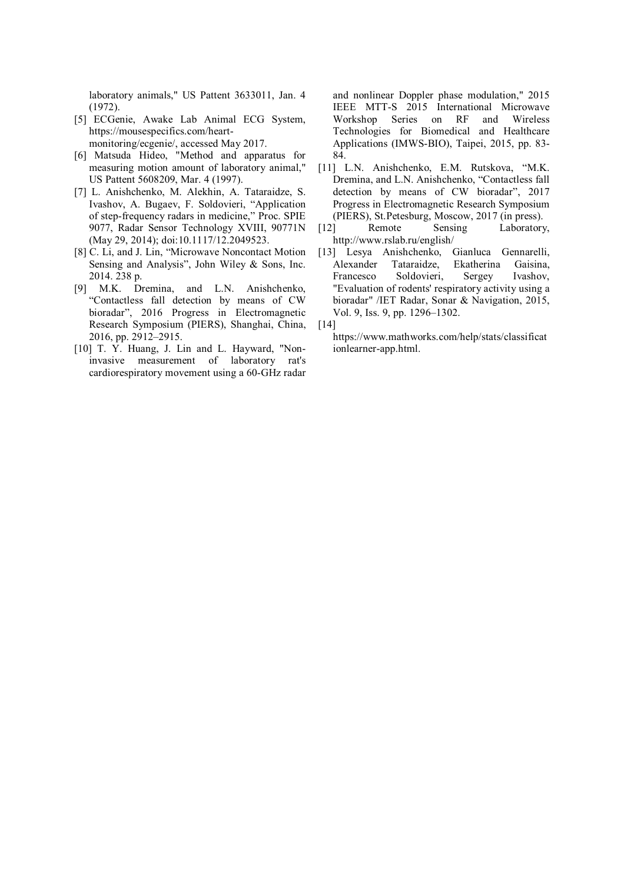laboratory animals," US Pattent 3633011, Jan. 4 (1972).

[5] ECGenie, Awake Lab Animal ECG System, https://mousespecifics.com/heart-monitoring/ecgenie/, accessed May 2017.

[6] Matsuda Hideo, "Method and apparatus for measuring motion amount of laboratory animal," US Pattent 5608209, Mar. 4 (1997).

[7] L. Anishchenko, M. Alekhin, A. Tataraidze, S. Ivashov, A. Bugaev, F. Soldovieri, "Application of step-frequency radars in medicine," Proc. SPIE 9077, Radar Sensor Technology XVIII, 90771N (May 29, 2014); doi:10.1117/12.2049523.

[8] C. Li, and J. Lin, "Microwave Noncontact Motion Sensing and Analysis", John Wiley & Sons, Inc. 2014. 238 p.

[9] M.K. Dremina, and L.N. Anishchenko, "Contactless fall detection by means of CW bioradar", 2016 Progress in Electromagnetic Research Symposium (PIERS), Shanghai, China, 2016, pp. 2912–2915.

[10] T. Y. Huang, J. Lin and L. Hayward, "Non-invasive measurement of laboratory rat's cardiorespiratory movement using a 60-GHz radar and nonlinear Doppler phase modulation," 2015 IEEE MTT-S 2015 International Microwave Workshop Series on RF and Wireless Technologies for Biomedical and Healthcare Applications (IMWS-BIO), Taipei, 2015, pp. 83-84.

[11] L.N. Anishchenko, E.M. Rutskova, "M.K. Dremina, and L.N. Anishchenko, "Contactless fall detection by means of CW bioradar", 2017 Progress in Electromagnetic Research Symposium (PIERS), St.Petesburg, Moscow, 2017 (in press).

[12] Remote Sensing Laboratory, http://www.rslab.ru/english/

[13] Lesya Anishchenko, Gianluca Gennarelli, Alexander Tataraidze, Ekatherina Gaisina, Francesco Soldovieri, Sergey Ivashov, "Evaluation of rodents' respiratory activity using a bioradar" /IET Radar, Sonar & Navigation, 2015, Vol. 9, Iss. 9, pp. 1296–1302.

[14] https://www.mathworks.com/help/stats/classificationlearner-app.html.